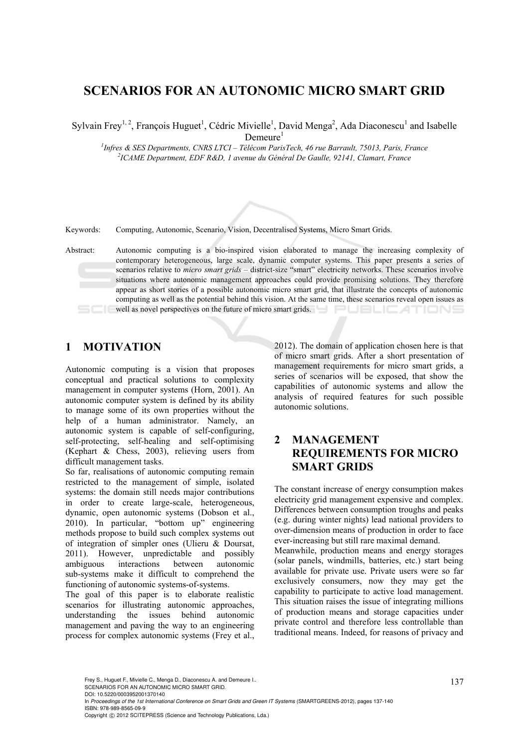# SCENARIOS FOR AN AUTONOMIC MICRO SMART GRID

Sylvain Frey[1, 2], François Huguet[1], Cédric Mivielle[1], David Menga[2], Ada Diaconescu[1] and Isabelle Demeure[1]

[1]*Infres & SES Departments, CNRS LTCI – Télécom ParisTech, 46 rue Barrault, 75013, Paris, France*
[2]*ICAME Department, EDF R&D, 1 avenue du Général De Gaulle, 92141, Clamart, France*

Keywords: Computing, Autonomic, Scenario, Vision, Decentralised Systems, Micro Smart Grids.

Abstract: Autonomic computing is a bio-inspired vision elaborated to manage the increasing complexity of contemporary heterogeneous, large scale, dynamic computer systems. This paper presents a series of scenarios relative to *micro smart grids* – district-size "smart" electricity networks. These scenarios involve situations where autonomic management approaches could provide promising solutions. They therefore appear as short stories of a possible autonomic micro smart grid, that illustrate the concepts of autonomic computing as well as the potential behind this vision. At the same time, these scenarios reveal open issues as well as novel perspectives on the future of micro smart grids.

## 1 MOTIVATION

Autonomic computing is a vision that proposes conceptual and practical solutions to complexity management in computer systems (Horn, 2001). An autonomic computer system is defined by its ability to manage some of its own properties without the help of a human administrator. Namely, an autonomic system is capable of self-configuring, self-protecting, self-healing and self-optimising (Kephart & Chess, 2003), relieving users from difficult management tasks.

So far, realisations of autonomic computing remain restricted to the management of simple, isolated systems: the domain still needs major contributions in order to create large-scale, heterogeneous, dynamic, open autonomic systems (Dobson et al., 2010). In particular, "bottom up" engineering methods propose to build such complex systems out of integration of simpler ones (Ulieru & Doursat, 2011). However, unpredictable and possibly ambiguous interactions between autonomic sub-systems make it difficult to comprehend the functioning of autonomic systems-of-systems.

The goal of this paper is to elaborate realistic scenarios for illustrating autonomic approaches, understanding the issues behind autonomic management and paving the way to an engineering process for complex autonomic systems (Frey et al., 2012). The domain of application chosen here is that of micro smart grids. After a short presentation of management requirements for micro smart grids, a series of scenarios will be exposed, that show the capabilities of autonomic systems and allow the analysis of required features for such possible autonomic solutions.

## 2 MANAGEMENT REQUIREMENTS FOR MICRO SMART GRIDS

The constant increase of energy consumption makes electricity grid management expensive and complex. Differences between consumption troughs and peaks (e.g. during winter nights) lead national providers to over-dimension means of production in order to face ever-increasing but still rare maximal demand.

Meanwhile, production means and energy storages (solar panels, windmills, batteries, etc.) start being available for private use. Private users were so far exclusively consumers, now they may get the capability to participate to active load management. This situation raises the issue of integrating millions of production means and storage capacities under private control and therefore less controllable than traditional means. Indeed, for reasons of privacy and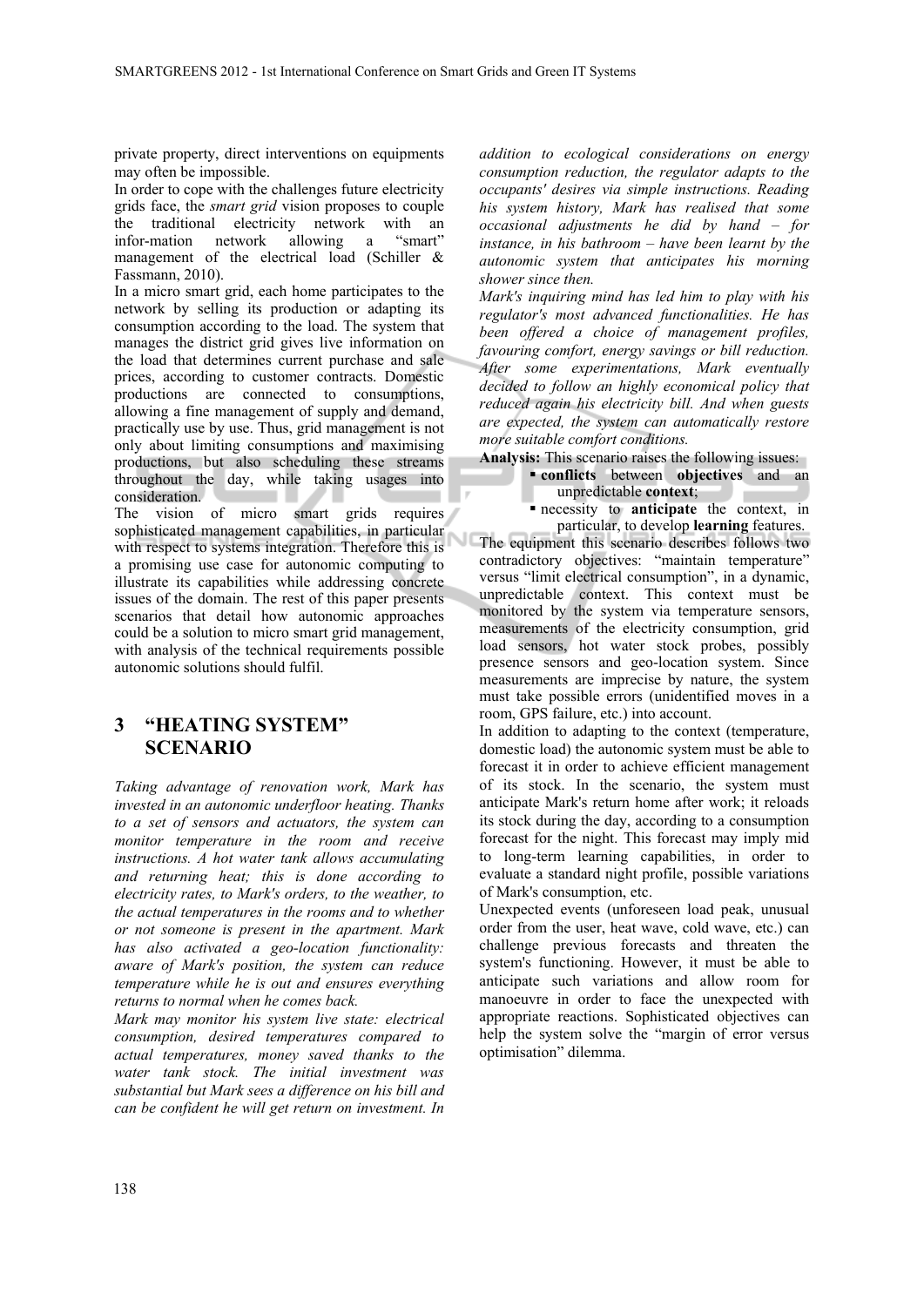private property, direct interventions on equipments may often be impossible.

In order to cope with the challenges future electricity grids face, the *smart grid* vision proposes to couple the traditional electricity network with an infor-mation network allowing a "smart" management of the electrical load (Schiller & Fassmann, 2010).

In a micro smart grid, each home participates to the network by selling its production or adapting its consumption according to the load. The system that manages the district grid gives live information on the load that determines current purchase and sale prices, according to customer contracts. Domestic productions are connected to consumptions, allowing a fine management of supply and demand, practically use by use. Thus, grid management is not only about limiting consumptions and maximising productions, but also scheduling these streams throughout the day, while taking usages into consideration.

The vision of micro smart grids requires sophisticated management capabilities, in particular with respect to systems integration. Therefore this is a promising use case for autonomic computing to illustrate its capabilities while addressing concrete issues of the domain. The rest of this paper presents scenarios that detail how autonomic approaches could be a solution to micro smart grid management, with analysis of the technical requirements possible autonomic solutions should fulfil.

# 3 "HEATING SYSTEM" SCENARIO

*Taking advantage of renovation work, Mark has invested in an autonomic underfloor heating. Thanks to a set of sensors and actuators, the system can monitor temperature in the room and receive instructions. A hot water tank allows accumulating and returning heat; this is done according to electricity rates, to Mark's orders, to the weather, to the actual temperatures in the rooms and to whether or not someone is present in the apartment. Mark has also activated a geo-location functionality: aware of Mark's position, the system can reduce temperature while he is out and ensures everything returns to normal when he comes back.*

*Mark may monitor his system live state: electrical consumption, desired temperatures compared to actual temperatures, money saved thanks to the water tank stock. The initial investment was substantial but Mark sees a difference on his bill and can be confident he will get return on investment. In addition to ecological considerations on energy consumption reduction, the regulator adapts to the occupants' desires via simple instructions. Reading his system history, Mark has realised that some occasional adjustments he did by hand – for instance, in his bathroom – have been learnt by the autonomic system that anticipates his morning shower since then.*

*Mark's inquiring mind has led him to play with his regulator's most advanced functionalities. He has been offered a choice of management profiles, favouring comfort, energy savings or bill reduction. After some experimentations, Mark eventually decided to follow an highly economical policy that reduced again his electricity bill. And when guests are expected, the system can automatically restore more suitable comfort conditions.*

**Analysis:** This scenario raises the following issues:

- **conflicts** between **objectives** and an unpredictable **context**;
- necessity to **anticipate** the context, in particular, to develop **learning** features.

The equipment this scenario describes follows two contradictory objectives: "maintain temperature" versus "limit electrical consumption", in a dynamic, unpredictable context. This context must be monitored by the system via temperature sensors, measurements of the electricity consumption, grid load sensors, hot water stock probes, possibly presence sensors and geo-location system. Since measurements are imprecise by nature, the system must take possible errors (unidentified moves in a room, GPS failure, etc.) into account.

In addition to adapting to the context (temperature, domestic load) the autonomic system must be able to forecast it in order to achieve efficient management of its stock. In the scenario, the system must anticipate Mark's return home after work; it reloads its stock during the day, according to a consumption forecast for the night. This forecast may imply mid to long-term learning capabilities, in order to evaluate a standard night profile, possible variations of Mark's consumption, etc.

Unexpected events (unforeseen load peak, unusual order from the user, heat wave, cold wave, etc.) can challenge previous forecasts and threaten the system's functioning. However, it must be able to anticipate such variations and allow room for manoeuvre in order to face the unexpected with appropriate reactions. Sophisticated objectives can help the system solve the "margin of error versus optimisation" dilemma.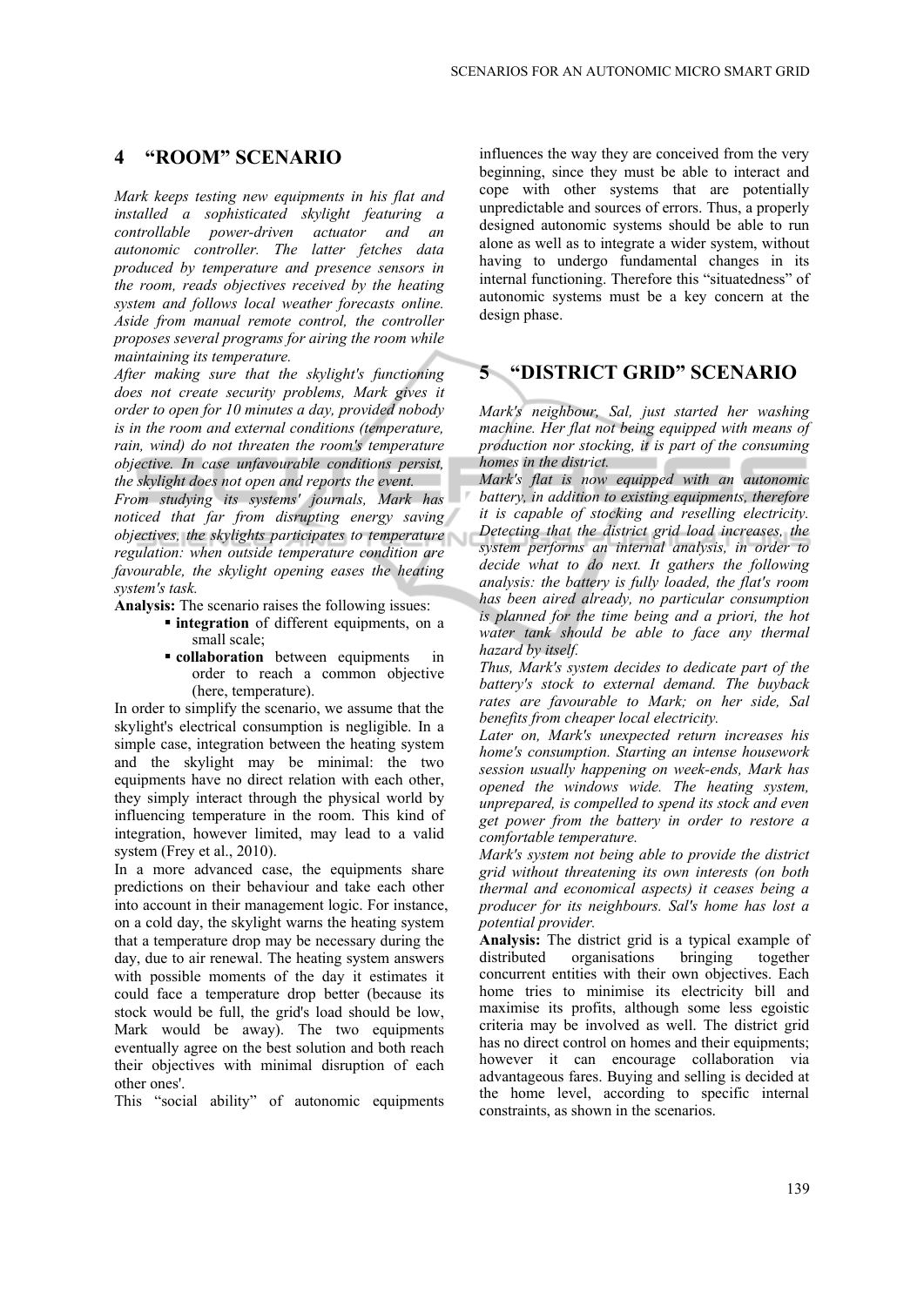## 4 "ROOM" SCENARIO

*Mark keeps testing new equipments in his flat and installed a sophisticated skylight featuring a controllable power-driven actuator and an autonomic controller. The latter fetches data produced by temperature and presence sensors in the room, reads objectives received by the heating system and follows local weather forecasts online. Aside from manual remote control, the controller proposes several programs for airing the room while maintaining its temperature.*

*After making sure that the skylight's functioning does not create security problems, Mark gives it order to open for 10 minutes a day, provided nobody is in the room and external conditions (temperature, rain, wind) do not threaten the room's temperature objective. In case unfavourable conditions persist, the skylight does not open and reports the event.*

*From studying its systems' journals, Mark has noticed that far from disrupting energy saving objectives, the skylights participates to temperature regulation: when outside temperature condition are favourable, the skylight opening eases the heating system's task.*

**Analysis:** The scenario raises the following issues:

- **integration** of different equipments, on a small scale;
- **collaboration** between equipments in order to reach a common objective (here, temperature).

In order to simplify the scenario, we assume that the skylight's electrical consumption is negligible. In a simple case, integration between the heating system and the skylight may be minimal: the two equipments have no direct relation with each other, they simply interact through the physical world by influencing temperature in the room. This kind of integration, however limited, may lead to a valid system (Frey et al., 2010).

In a more advanced case, the equipments share predictions on their behaviour and take each other into account in their management logic. For instance, on a cold day, the skylight warns the heating system that a temperature drop may be necessary during the day, due to air renewal. The heating system answers with possible moments of the day it estimates it could face a temperature drop better (because its stock would be full, the grid's load should be low, Mark would be away). The two equipments eventually agree on the best solution and both reach their objectives with minimal disruption of each other ones'.

This "social ability" of autonomic equipments influences the way they are conceived from the very beginning, since they must be able to interact and cope with other systems that are potentially unpredictable and sources of errors. Thus, a properly designed autonomic systems should be able to run alone as well as to integrate a wider system, without having to undergo fundamental changes in its internal functioning. Therefore this "situatedness" of autonomic systems must be a key concern at the design phase.

## 5 "DISTRICT GRID" SCENARIO

*Mark's neighbour, Sal, just started her washing machine. Her flat not being equipped with means of production nor stocking, it is part of the consuming homes in the district.*

*Mark's flat is now equipped with an autonomic battery, in addition to existing equipments, therefore it is capable of stocking and reselling electricity. Detecting that the district grid load increases, the system performs an internal analysis, in order to decide what to do next. It gathers the following analysis: the battery is fully loaded, the flat's room has been aired already, no particular consumption is planned for the time being and a priori, the hot water tank should be able to face any thermal hazard by itself.*

*Thus, Mark's system decides to dedicate part of the battery's stock to external demand. The buyback rates are favourable to Mark; on her side, Sal benefits from cheaper local electricity.*

*Later on, Mark's unexpected return increases his home's consumption. Starting an intense housework session usually happening on week-ends, Mark has opened the windows wide. The heating system, unprepared, is compelled to spend its stock and even get power from the battery in order to restore a comfortable temperature.*

*Mark's system not being able to provide the district grid without threatening its own interests (on both thermal and economical aspects) it ceases being a producer for its neighbours. Sal's home has lost a potential provider.*

**Analysis:** The district grid is a typical example of distributed organisations bringing together concurrent entities with their own objectives. Each home tries to minimise its electricity bill and maximise its profits, although some less egoistic criteria may be involved as well. The district grid has no direct control on homes and their equipments; however it can encourage collaboration via advantageous fares. Buying and selling is decided at the home level, according to specific internal constraints, as shown in the scenarios.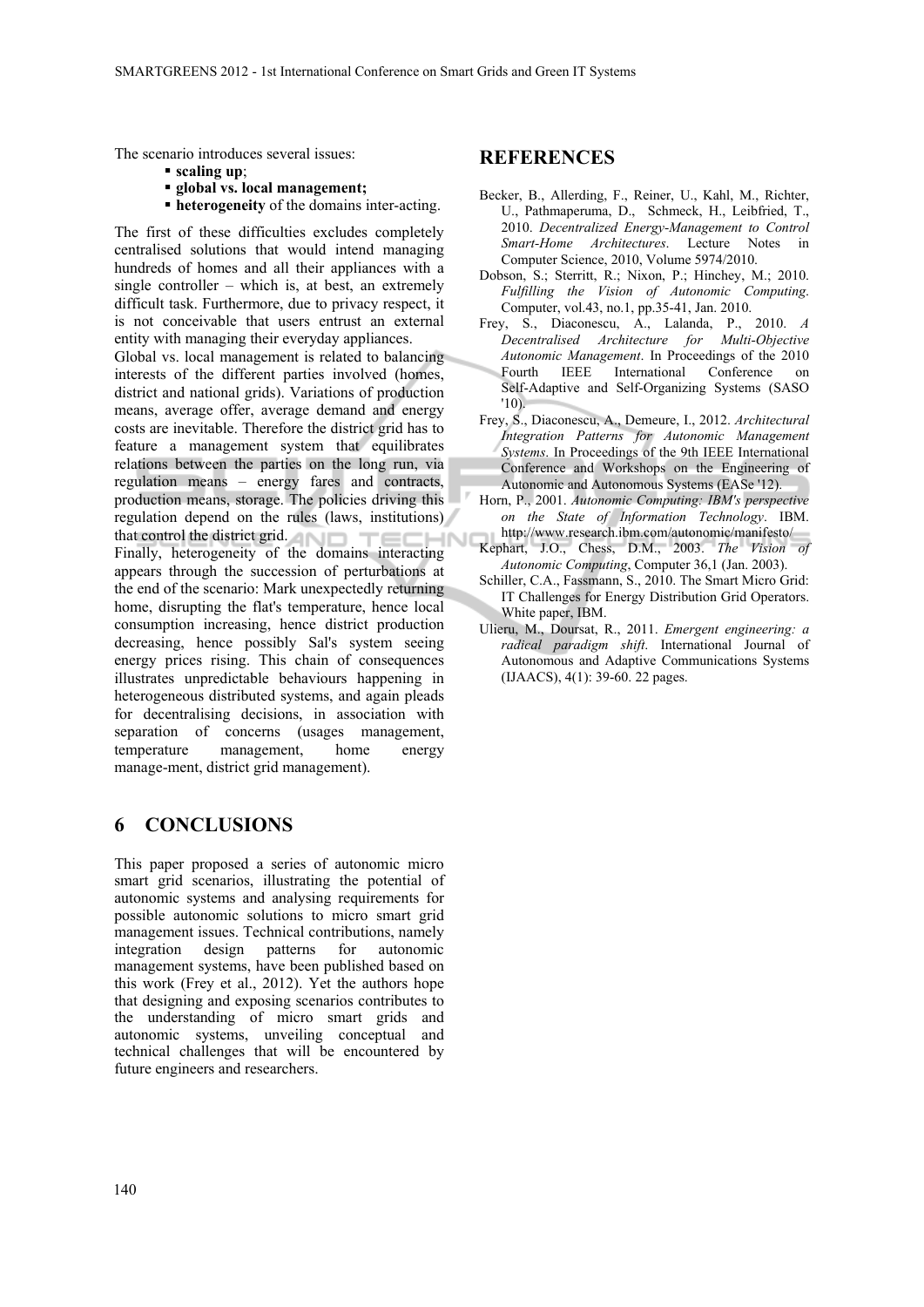The scenario introduces several issues:

- **scaling up**;
- **global vs. local management;**
- **heterogeneity** of the domains inter-acting.

The first of these difficulties excludes completely centralised solutions that would intend managing hundreds of homes and all their appliances with a single controller – which is, at best, an extremely difficult task. Furthermore, due to privacy respect, it is not conceivable that users entrust an external entity with managing their everyday appliances.

Global vs. local management is related to balancing interests of the different parties involved (homes, district and national grids). Variations of production means, average offer, average demand and energy costs are inevitable. Therefore the district grid has to feature a management system that equilibrates relations between the parties on the long run, via regulation means – energy fares and contracts, production means, storage. The policies driving this regulation depend on the rules (laws, institutions) that control the district grid.

Finally, heterogeneity of the domains interacting appears through the succession of perturbations at the end of the scenario: Mark unexpectedly returning home, disrupting the flat's temperature, hence local consumption increasing, hence district production decreasing, hence possibly Sal's system seeing energy prices rising. This chain of consequences illustrates unpredictable behaviours happening in heterogeneous distributed systems, and again pleads for decentralising decisions, in association with separation of concerns (usages management, temperature management, home energy manage-ment, district grid management).

## 6 CONCLUSIONS

This paper proposed a series of autonomic micro smart grid scenarios, illustrating the potential of autonomic systems and analysing requirements for possible autonomic solutions to micro smart grid management issues. Technical contributions, namely integration design patterns for autonomic management systems, have been published based on this work (Frey et al., 2012). Yet the authors hope that designing and exposing scenarios contributes to the understanding of micro smart grids and autonomic systems, unveiling conceptual and technical challenges that will be encountered by future engineers and researchers.

## REFERENCES

Becker, B., Allerding, F., Reiner, U., Kahl, M., Richter, U., Pathmaperuma, D., Schmeck, H., Leibfried, T., 2010. *Decentralized Energy-Management to Control Smart-Home Architectures*. Lecture Notes in Computer Science, 2010, Volume 5974/2010.

Dobson, S.; Sterritt, R.; Nixon, P.; Hinchey, M.; 2010. *Fulfilling the Vision of Autonomic Computing*. Computer, vol.43, no.1, pp.35-41, Jan. 2010.

Frey, S., Diaconescu, A., Lalanda, P., 2010. *A Decentralised Architecture for Multi-Objective Autonomic Management*. In Proceedings of the 2010 Fourth IEEE International Conference on Self-Adaptive and Self-Organizing Systems (SASO '10).

Frey, S., Diaconescu, A., Demeure, I., 2012. *Architectural Integration Patterns for Autonomic Management Systems*. In Proceedings of the 9th IEEE International Conference and Workshops on the Engineering of Autonomic and Autonomous Systems (EASe '12).

Horn, P., 2001. *Autonomic Computing: IBM's perspective on the State of Information Technology*. IBM. http://www.research.ibm.com/autonomic/manifesto/

Kephart, J.O., Chess, D.M., 2003. *The Vision of Autonomic Computing*, Computer 36,1 (Jan. 2003).

Schiller, C.A., Fassmann, S., 2010. The Smart Micro Grid: IT Challenges for Energy Distribution Grid Operators. White paper, IBM.

Ulieru, M., Doursat, R., 2011. *Emergent engineering: a radical paradigm shift*. International Journal of Autonomous and Adaptive Communications Systems (IJAACS), 4(1): 39-60. 22 pages.